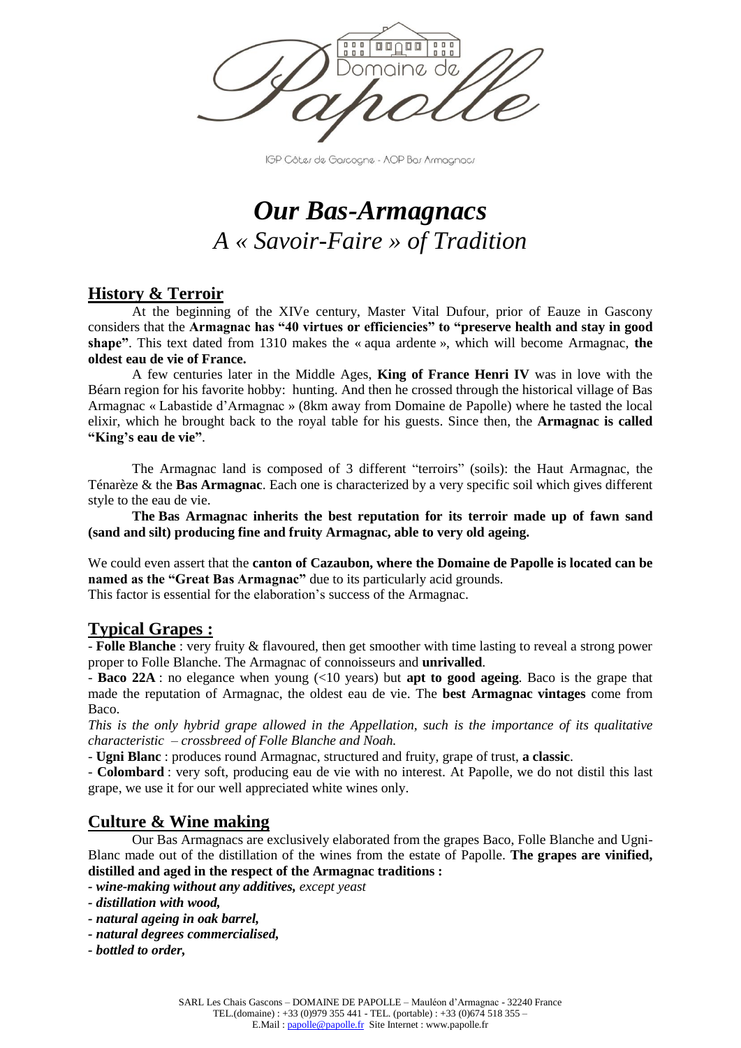Domaine de Papolle

IGP Côtes de Gascogne - AOP Bas Armagnacs

# *Our Bas-Armagnacs*
## *A « Savoir-Faire » of Tradition*

## History & Terroir

At the beginning of the XIVe century, Master Vital Dufour, prior of Eauze in Gascony considers that the **Armagnac has "40 virtues or efficiencies" to "preserve health and stay in good shape"**. This text dated from 1310 makes the « aqua ardente », which will become Armagnac, **the oldest eau de vie of France.**

A few centuries later in the Middle Ages, **King of France Henri IV** was in love with the Béarn region for his favorite hobby: hunting. And then he crossed through the historical village of Bas Armagnac « Labastide d'Armagnac » (8km away from Domaine de Papolle) where he tasted the local elixir, which he brought back to the royal table for his guests. Since then, the **Armagnac is called "King's eau de vie"**.

The Armagnac land is composed of 3 different "terroirs" (soils): the Haut Armagnac, the Ténarèze & the **Bas Armagnac**. Each one is characterized by a very specific soil which gives different style to the eau de vie.

**The Bas Armagnac inherits the best reputation for its terroir made up of fawn sand (sand and silt) producing fine and fruity Armagnac, able to very old ageing.**

We could even assert that the **canton of Cazaubon, where the Domaine de Papolle is located can be named as the "Great Bas Armagnac"** due to its particularly acid grounds.
This factor is essential for the elaboration's success of the Armagnac.

## Typical Grapes :

- **Folle Blanche** : very fruity & flavoured, then get smoother with time lasting to reveal a strong power proper to Folle Blanche. The Armagnac of connoisseurs and **unrivalled**.
- **Baco 22A** : no elegance when young (<10 years) but **apt to good ageing**. Baco is the grape that made the reputation of Armagnac, the oldest eau de vie. The **best Armagnac vintages** come from Baco.
*This is the only hybrid grape allowed in the Appellation, such is the importance of its qualitative characteristic – crossbreed of Folle Blanche and Noah.*
- **Ugni Blanc** : produces round Armagnac, structured and fruity, grape of trust, **a classic**.
- **Colombard** : very soft, producing eau de vie with no interest. At Papolle, we do not distil this last grape, we use it for our well appreciated white wines only.

## Culture & Wine making

Our Bas Armagnacs are exclusively elaborated from the grapes Baco, Folle Blanche and Ugni-Blanc made out of the distillation of the wines from the estate of Papolle. **The grapes are vinified, distilled and aged in the respect of the Armagnac traditions :**

- ***wine-making without any additives,*** *except yeast*
- ***distillation with wood,***
- ***natural ageing in oak barrel,***
- ***natural degrees commercialised,***
- ***bottled to order,***

SARL Les Chais Gascons – DOMAINE DE PAPOLLE – Mauléon d'Armagnac - 32240 France
TEL.(domaine) : +33 (0)979 355 441 - TEL. (portable) : +33 (0)674 518 355 –
E.Mail : papolle@papolle.fr Site Internet : www.papolle.fr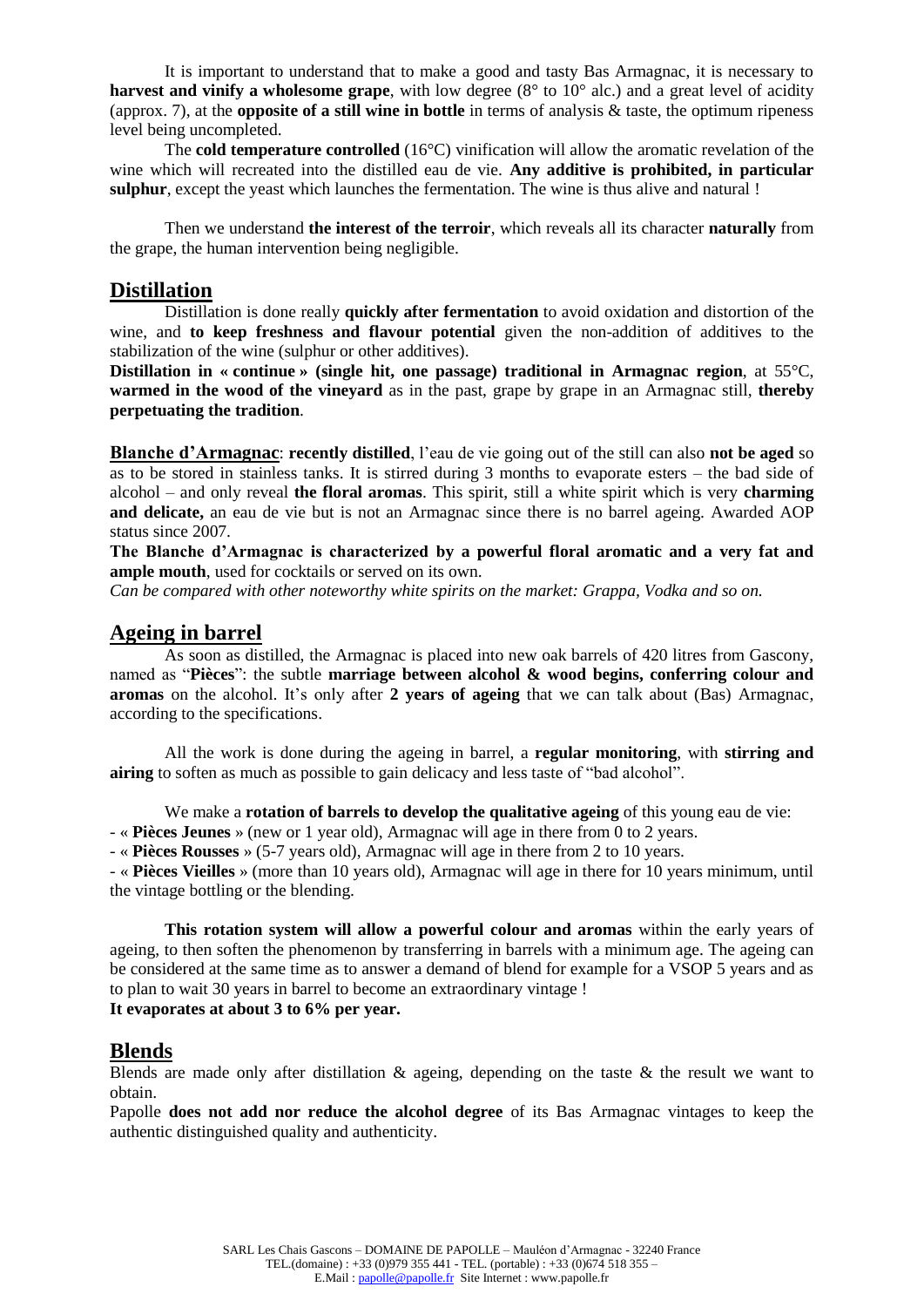It is important to understand that to make a good and tasty Bas Armagnac, it is necessary to **harvest and vinify a wholesome grape**, with low degree (8° to 10° alc.) and a great level of acidity (approx. 7), at the **opposite of a still wine in bottle** in terms of analysis & taste, the optimum ripeness level being uncompleted.

The **cold temperature controlled** (16°C) vinification will allow the aromatic revelation of the wine which will recreated into the distilled eau de vie. **Any additive is prohibited, in particular sulphur**, except the yeast which launches the fermentation. The wine is thus alive and natural !

Then we understand **the interest of the terroir**, which reveals all its character **naturally** from the grape, the human intervention being negligible.

## Distillation

Distillation is done really **quickly after fermentation** to avoid oxidation and distortion of the wine, and **to keep freshness and flavour potential** given the non-addition of additives to the stabilization of the wine (sulphur or other additives).

**Distillation in « continue » (single hit, one passage) traditional in Armagnac region**, at 55°C, **warmed in the wood of the vineyard** as in the past, grape by grape in an Armagnac still, **thereby perpetuating the tradition**.

**Blanche d'Armagnac**: **recently distilled**, l'eau de vie going out of the still can also **not be aged** so as to be stored in stainless tanks. It is stirred during 3 months to evaporate esters – the bad side of alcohol – and only reveal **the floral aromas**. This spirit, still a white spirit which is very **charming and delicate,** an eau de vie but is not an Armagnac since there is no barrel ageing. Awarded AOP status since 2007.

**The Blanche d'Armagnac is characterized by a powerful floral aromatic and a very fat and ample mouth**, used for cocktails or served on its own.

*Can be compared with other noteworthy white spirits on the market: Grappa, Vodka and so on.*

## Ageing in barrel

As soon as distilled, the Armagnac is placed into new oak barrels of 420 litres from Gascony, named as "**Pièces**": the subtle **marriage between alcohol & wood begins, conferring colour and aromas** on the alcohol. It's only after **2 years of ageing** that we can talk about (Bas) Armagnac, according to the specifications.

All the work is done during the ageing in barrel, a **regular monitoring**, with **stirring and airing** to soften as much as possible to gain delicacy and less taste of "bad alcohol".

We make a **rotation of barrels to develop the qualitative ageing** of this young eau de vie:

- « **Pièces Jeunes** » (new or 1 year old), Armagnac will age in there from 0 to 2 years.
- « **Pièces Rousses** » (5-7 years old), Armagnac will age in there from 2 to 10 years.
- « **Pièces Vieilles** » (more than 10 years old), Armagnac will age in there for 10 years minimum, until the vintage bottling or the blending.

**This rotation system will allow a powerful colour and aromas** within the early years of ageing, to then soften the phenomenon by transferring in barrels with a minimum age. The ageing can be considered at the same time as to answer a demand of blend for example for a VSOP 5 years and as to plan to wait 30 years in barrel to become an extraordinary vintage !

**It evaporates at about 3 to 6% per year.**

## Blends

Blends are made only after distillation & ageing, depending on the taste & the result we want to obtain.

Papolle **does not add nor reduce the alcohol degree** of its Bas Armagnac vintages to keep the authentic distinguished quality and authenticity.

SARL Les Chais Gascons – DOMAINE DE PAPOLLE – Mauléon d'Armagnac - 32240 France
TEL.(domaine) : +33 (0)979 355 441 - TEL. (portable) : +33 (0)674 518 355 –
E.Mail : papolle@papolle.fr Site Internet : www.papolle.fr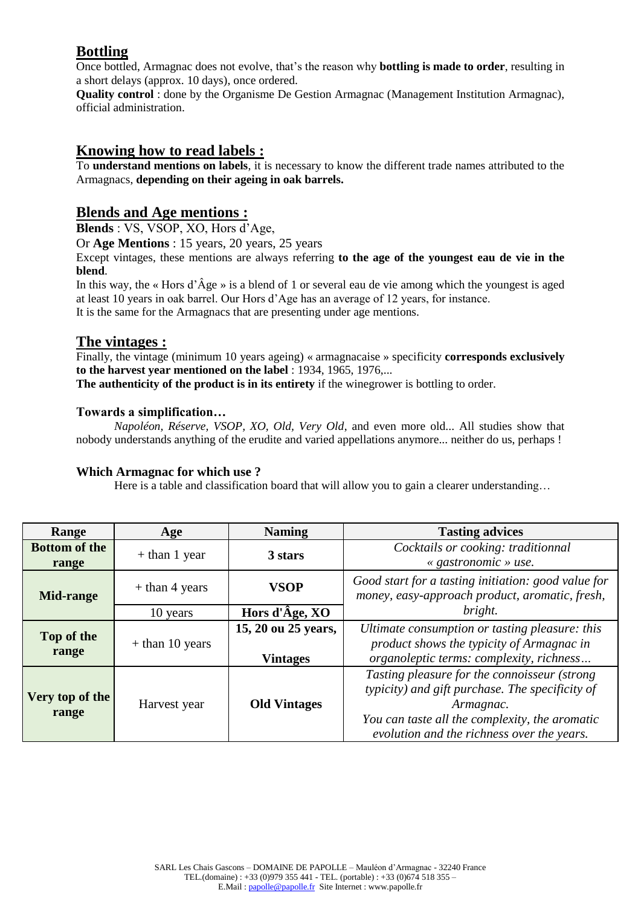## Bottling

Once bottled, Armagnac does not evolve, that's the reason why **bottling is made to order**, resulting in a short delays (approx. 10 days), once ordered.

**Quality control** : done by the Organisme De Gestion Armagnac (Management Institution Armagnac), official administration.

## Knowing how to read labels :

To **understand mentions on labels**, it is necessary to know the different trade names attributed to the Armagnacs, **depending on their ageing in oak barrels.**

## Blends and Age mentions :

**Blends** : VS, VSOP, XO, Hors d'Age,

Or **Age Mentions** : 15 years, 20 years, 25 years

Except vintages, these mentions are always referring **to the age of the youngest eau de vie in the blend**.

In this way, the « Hors d'Âge » is a blend of 1 or several eau de vie among which the youngest is aged at least 10 years in oak barrel. Our Hors d'Age has an average of 12 years, for instance.

It is the same for the Armagnacs that are presenting under age mentions.

## The vintages :

Finally, the vintage (minimum 10 years ageing) « armagnacaise » specificity **corresponds exclusively to the harvest year mentioned on the label** : 1934, 1965, 1976,...

**The authenticity of the product is in its entirety** if the winegrower is bottling to order.

### Towards a simplification…

*Napoléon, Réserve, VSOP, XO, Old, Very Old*, and even more old... All studies show that nobody understands anything of the erudite and varied appellations anymore... neither do us, perhaps !

### Which Armagnac for which use ?

Here is a table and classification board that will allow you to gain a clearer understanding…

| Range | Age | Naming | Tasting advices |
|---|---|---|---|
| **Bottom of the range** | + than 1 year | **3 stars** | *Cocktails or cooking: traditionnal « gastronomic » use.* |
| **Mid-range** | + than 4 years | **VSOP** | *Good start for a tasting initiation: good value for money, easy-approach product, aromatic, fresh, bright.* |
| | 10 years | **Hors d'Âge, XO** | |
| **Top of the range** | + than 10 years | **15, 20 ou 25 years, Vintages** | *Ultimate consumption or tasting pleasure: this product shows the typicity of Armagnac in organoleptic terms: complexity, richness…* |
| **Very top of the range** | Harvest year | **Old Vintages** | *Tasting pleasure for the connoisseur (strong typicity) and gift purchase. The specificity of Armagnac. You can taste all the complexity, the aromatic evolution and the richness over the years.* |

SARL Les Chais Gascons – DOMAINE DE PAPOLLE – Mauléon d'Armagnac - 32240 France
TEL.(domaine) : +33 (0)979 355 441 - TEL. (portable) : +33 (0)674 518 355 –
E.Mail : papolle@papolle.fr Site Internet : www.papolle.fr